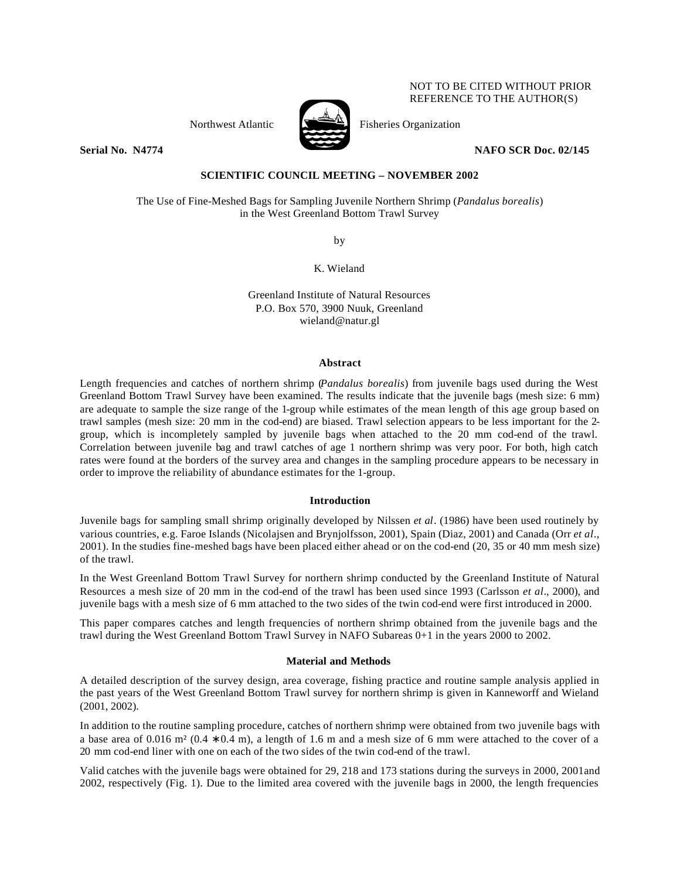NOT TO BE CITED WITHOUT PRIOR REFERENCE TO THE AUTHOR(S)

Northwest Atlantic Fisheries Organization

**Serial No. N4774** **NAFO SCR Doc. 02/145**

**SCIENTIFIC COUNCIL MEETING – NOVEMBER 2002**

The Use of Fine-Meshed Bags for Sampling Juvenile Northern Shrimp (*Pandalus borealis*) in the West Greenland Bottom Trawl Survey

by

K. Wieland

Greenland Institute of Natural Resources
P.O. Box 570, 3900 Nuuk, Greenland
wieland@natur.gl

## Abstract

Length frequencies and catches of northern shrimp (*Pandalus borealis*) from juvenile bags used during the West Greenland Bottom Trawl Survey have been examined. The results indicate that the juvenile bags (mesh size: 6 mm) are adequate to sample the size range of the 1-group while estimates of the mean length of this age group based on trawl samples (mesh size: 20 mm in the cod-end) are biased. Trawl selection appears to be less important for the 2-group, which is incompletely sampled by juvenile bags when attached to the 20 mm cod-end of the trawl. Correlation between juvenile bag and trawl catches of age 1 northern shrimp was very poor. For both, high catch rates were found at the borders of the survey area and changes in the sampling procedure appears to be necessary in order to improve the reliability of abundance estimates for the 1-group.

## Introduction

Juvenile bags for sampling small shrimp originally developed by Nilssen *et al*. (1986) have been used routinely by various countries, e.g. Faroe Islands (Nicolajsen and Brynjolfsson, 2001), Spain (Diaz, 2001) and Canada (Orr *et al*., 2001). In the studies fine-meshed bags have been placed either ahead or on the cod-end (20, 35 or 40 mm mesh size) of the trawl.

In the West Greenland Bottom Trawl Survey for northern shrimp conducted by the Greenland Institute of Natural Resources a mesh size of 20 mm in the cod-end of the trawl has been used since 1993 (Carlsson *et al*., 2000), and juvenile bags with a mesh size of 6 mm attached to the two sides of the twin cod-end were first introduced in 2000.

This paper compares catches and length frequencies of northern shrimp obtained from the juvenile bags and the trawl during the West Greenland Bottom Trawl Survey in NAFO Subareas 0+1 in the years 2000 to 2002.

## Material and Methods

A detailed description of the survey design, area coverage, fishing practice and routine sample analysis applied in the past years of the West Greenland Bottom Trawl survey for northern shrimp is given in Kanneworff and Wieland (2001, 2002).

In addition to the routine sampling procedure, catches of northern shrimp were obtained from two juvenile bags with a base area of 0.016 m² (0.4 $\ast$ 0.4 m), a length of 1.6 m and a mesh size of 6 mm were attached to the cover of a 20 mm cod-end liner with one on each of the two sides of the twin cod-end of the trawl.

Valid catches with the juvenile bags were obtained for 29, 218 and 173 stations during the surveys in 2000, 2001and 2002, respectively (Fig. 1). Due to the limited area covered with the juvenile bags in 2000, the length frequencies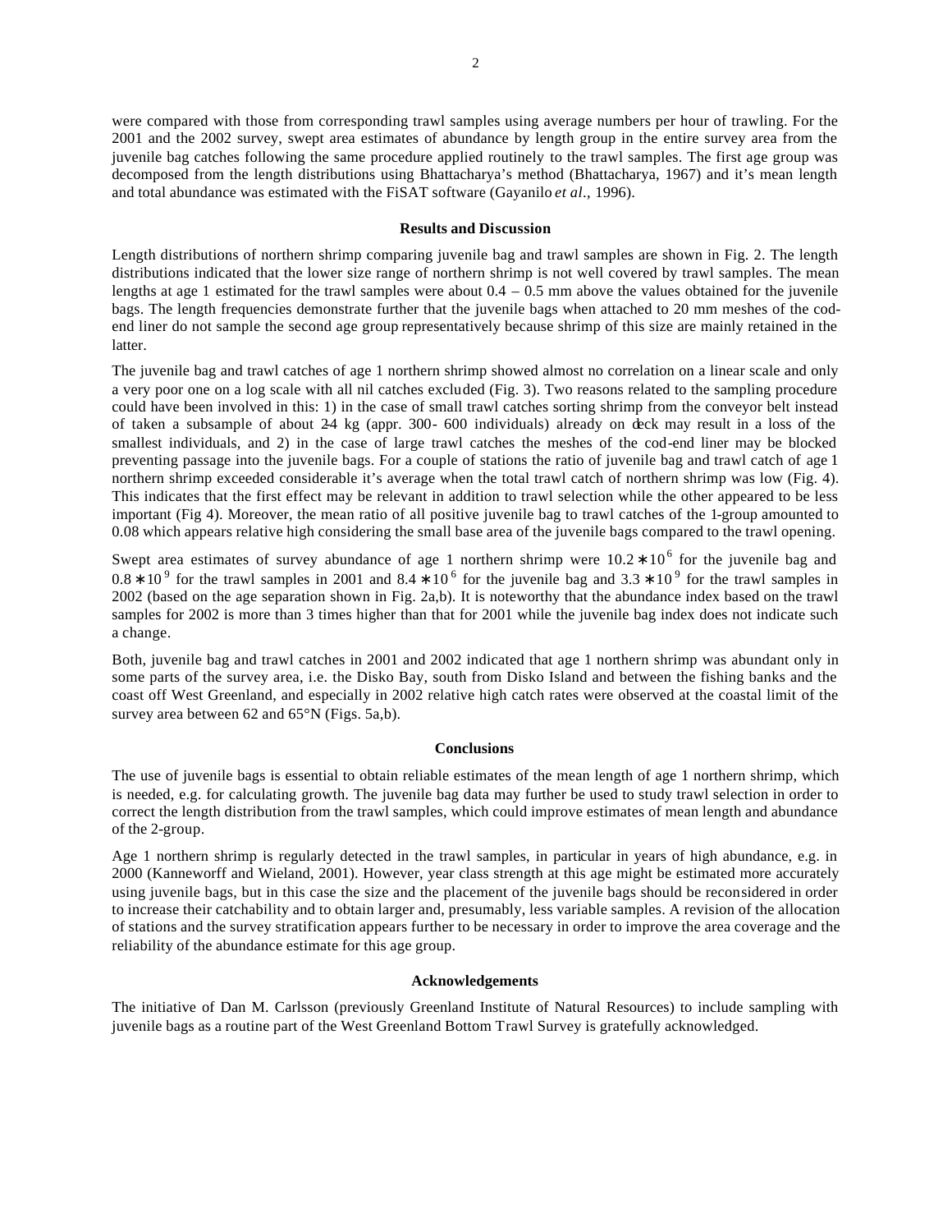were compared with those from corresponding trawl samples using average numbers per hour of trawling. For the 2001 and the 2002 survey, swept area estimates of abundance by length group in the entire survey area from the juvenile bag catches following the same procedure applied routinely to the trawl samples. The first age group was decomposed from the length distributions using Bhattacharya's method (Bhattacharya, 1967) and it's mean length and total abundance was estimated with the FiSAT software (Gayanilo *et al*., 1996).

## Results and Discussion

Length distributions of northern shrimp comparing juvenile bag and trawl samples are shown in Fig. 2. The length distributions indicated that the lower size range of northern shrimp is not well covered by trawl samples. The mean lengths at age 1 estimated for the trawl samples were about 0.4 – 0.5 mm above the values obtained for the juvenile bags. The length frequencies demonstrate further that the juvenile bags when attached to 20 mm meshes of the cod-end liner do not sample the second age group representatively because shrimp of this size are mainly retained in the latter.

The juvenile bag and trawl catches of age 1 northern shrimp showed almost no correlation on a linear scale and only a very poor one on a log scale with all nil catches excluded (Fig. 3). Two reasons related to the sampling procedure could have been involved in this: 1) in the case of small trawl catches sorting shrimp from the conveyor belt instead of taken a subsample of about 2-4 kg (appr. 300- 600 individuals) already on deck may result in a loss of the smallest individuals, and 2) in the case of large trawl catches the meshes of the cod-end liner may be blocked preventing passage into the juvenile bags. For a couple of stations the ratio of juvenile bag and trawl catch of age 1 northern shrimp exceeded considerable it's average when the total trawl catch of northern shrimp was low (Fig. 4). This indicates that the first effect may be relevant in addition to trawl selection while the other appeared to be less important (Fig 4). Moreover, the mean ratio of all positive juvenile bag to trawl catches of the 1-group amounted to 0.08 which appears relative high considering the small base area of the juvenile bags compared to the trawl opening.

Swept area estimates of survey abundance of age 1 northern shrimp were $10.2 * 10^6$ for the juvenile bag and $0.8 * 10^9$ for the trawl samples in 2001 and $8.4 * 10^6$ for the juvenile bag and $3.3 * 10^9$ for the trawl samples in 2002 (based on the age separation shown in Fig. 2a,b). It is noteworthy that the abundance index based on the trawl samples for 2002 is more than 3 times higher than that for 2001 while the juvenile bag index does not indicate such a change.

Both, juvenile bag and trawl catches in 2001 and 2002 indicated that age 1 northern shrimp was abundant only in some parts of the survey area, i.e. the Disko Bay, south from Disko Island and between the fishing banks and the coast off West Greenland, and especially in 2002 relative high catch rates were observed at the coastal limit of the survey area between 62 and 65°N (Figs. 5a,b).

## Conclusions

The use of juvenile bags is essential to obtain reliable estimates of the mean length of age 1 northern shrimp, which is needed, e.g. for calculating growth. The juvenile bag data may further be used to study trawl selection in order to correct the length distribution from the trawl samples, which could improve estimates of mean length and abundance of the 2-group.

Age 1 northern shrimp is regularly detected in the trawl samples, in particular in years of high abundance, e.g. in 2000 (Kanneworff and Wieland, 2001). However, year class strength at this age might be estimated more accurately using juvenile bags, but in this case the size and the placement of the juvenile bags should be reconsidered in order to increase their catchability and to obtain larger and, presumably, less variable samples. A revision of the allocation of stations and the survey stratification appears further to be necessary in order to improve the area coverage and the reliability of the abundance estimate for this age group.

## Acknowledgements

The initiative of Dan M. Carlsson (previously Greenland Institute of Natural Resources) to include sampling with juvenile bags as a routine part of the West Greenland Bottom Trawl Survey is gratefully acknowledged.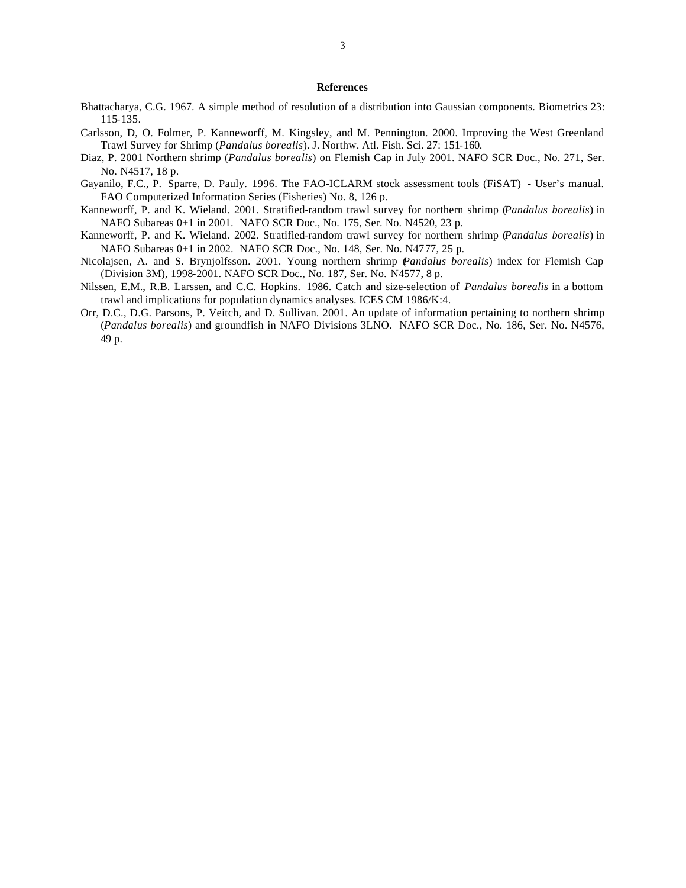## References

Bhattacharya, C.G. 1967. A simple method of resolution of a distribution into Gaussian components. Biometrics 23: 115-135.

Carlsson, D, O. Folmer, P. Kanneworff, M. Kingsley, and M. Pennington. 2000. Improving the West Greenland Trawl Survey for Shrimp (*Pandalus borealis*). J. Northw. Atl. Fish. Sci. 27: 151-160.

Diaz, P. 2001 Northern shrimp (*Pandalus borealis*) on Flemish Cap in July 2001. NAFO SCR Doc., No. 271, Ser. No. N4517, 18 p.

Gayanilo, F.C., P. Sparre, D. Pauly. 1996. The FAO-ICLARM stock assessment tools (FiSAT) - User's manual. FAO Computerized Information Series (Fisheries) No. 8, 126 p.

Kanneworff, P. and K. Wieland. 2001. Stratified-random trawl survey for northern shrimp (*Pandalus borealis*) in NAFO Subareas 0+1 in 2001. NAFO SCR Doc., No. 175, Ser. No. N4520, 23 p.

Kanneworff, P. and K. Wieland. 2002. Stratified-random trawl survey for northern shrimp (*Pandalus borealis*) in NAFO Subareas 0+1 in 2002. NAFO SCR Doc., No. 148, Ser. No. N4777, 25 p.

Nicolajsen, A. and S. Brynjolfsson. 2001. Young northern shrimp (*Pandalus borealis*) index for Flemish Cap (Division 3M), 1998-2001. NAFO SCR Doc., No. 187, Ser. No. N4577, 8 p.

Nilssen, E.M., R.B. Larssen, and C.C. Hopkins. 1986. Catch and size-selection of *Pandalus borealis* in a bottom trawl and implications for population dynamics analyses. ICES CM 1986/K:4.

Orr, D.C., D.G. Parsons, P. Veitch, and D. Sullivan. 2001. An update of information pertaining to northern shrimp (*Pandalus borealis*) and groundfish in NAFO Divisions 3LNO. NAFO SCR Doc., No. 186, Ser. No. N4576, 49 p.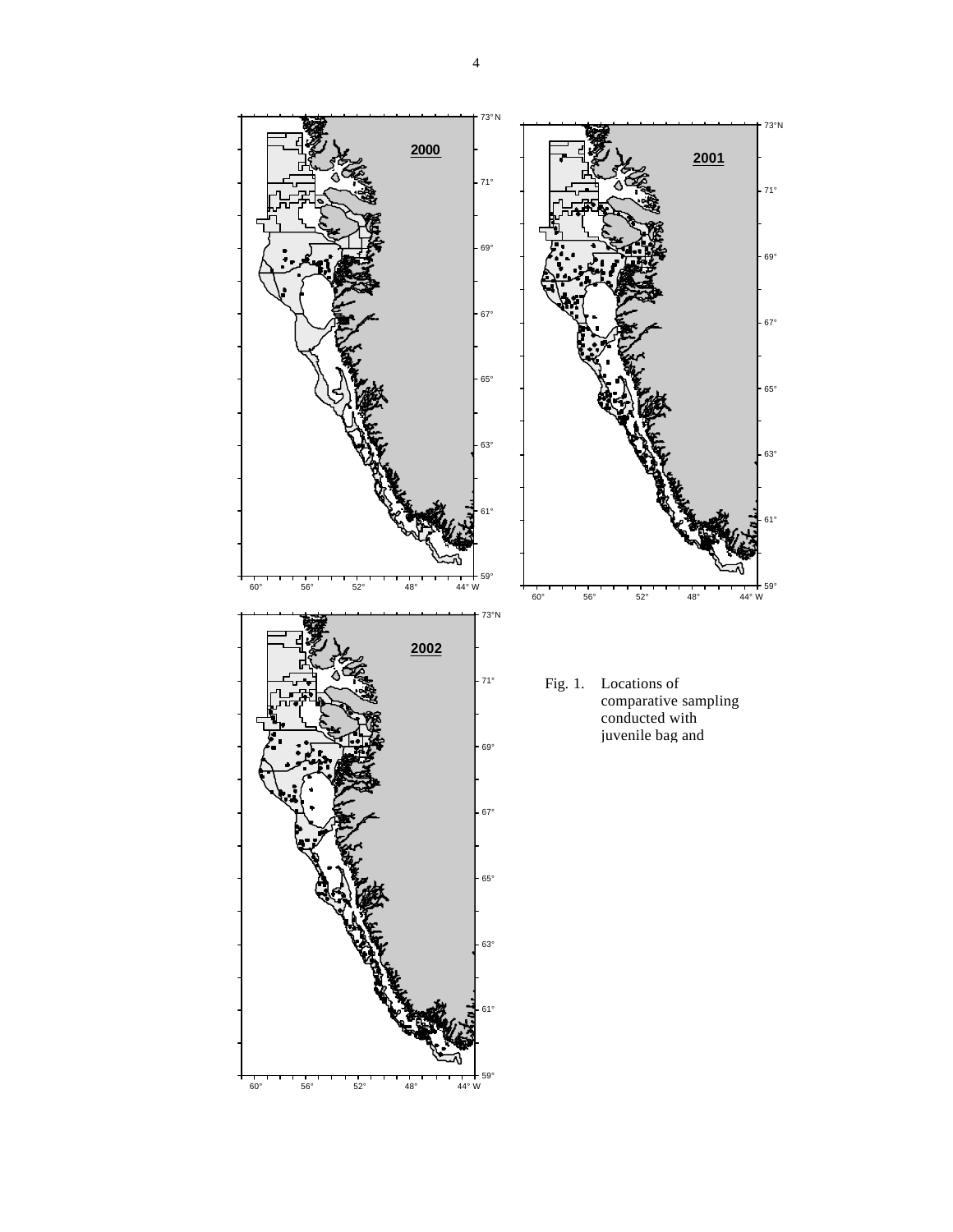Fig. 1. Locations of comparative sampling conducted with juvenile bag and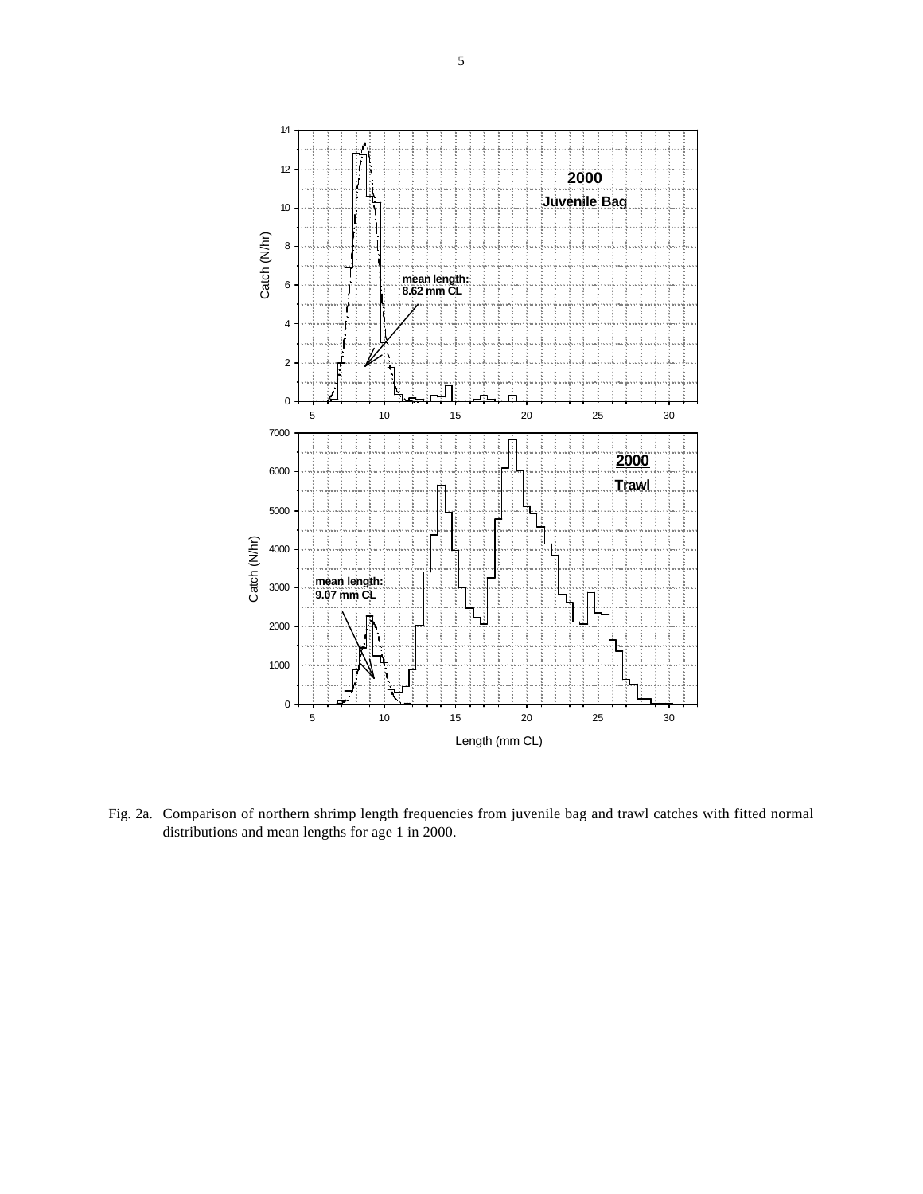Fig. 2a. Comparison of northern shrimp length frequencies from juvenile bag and trawl catches with fitted normal distributions and mean lengths for age 1 in 2000.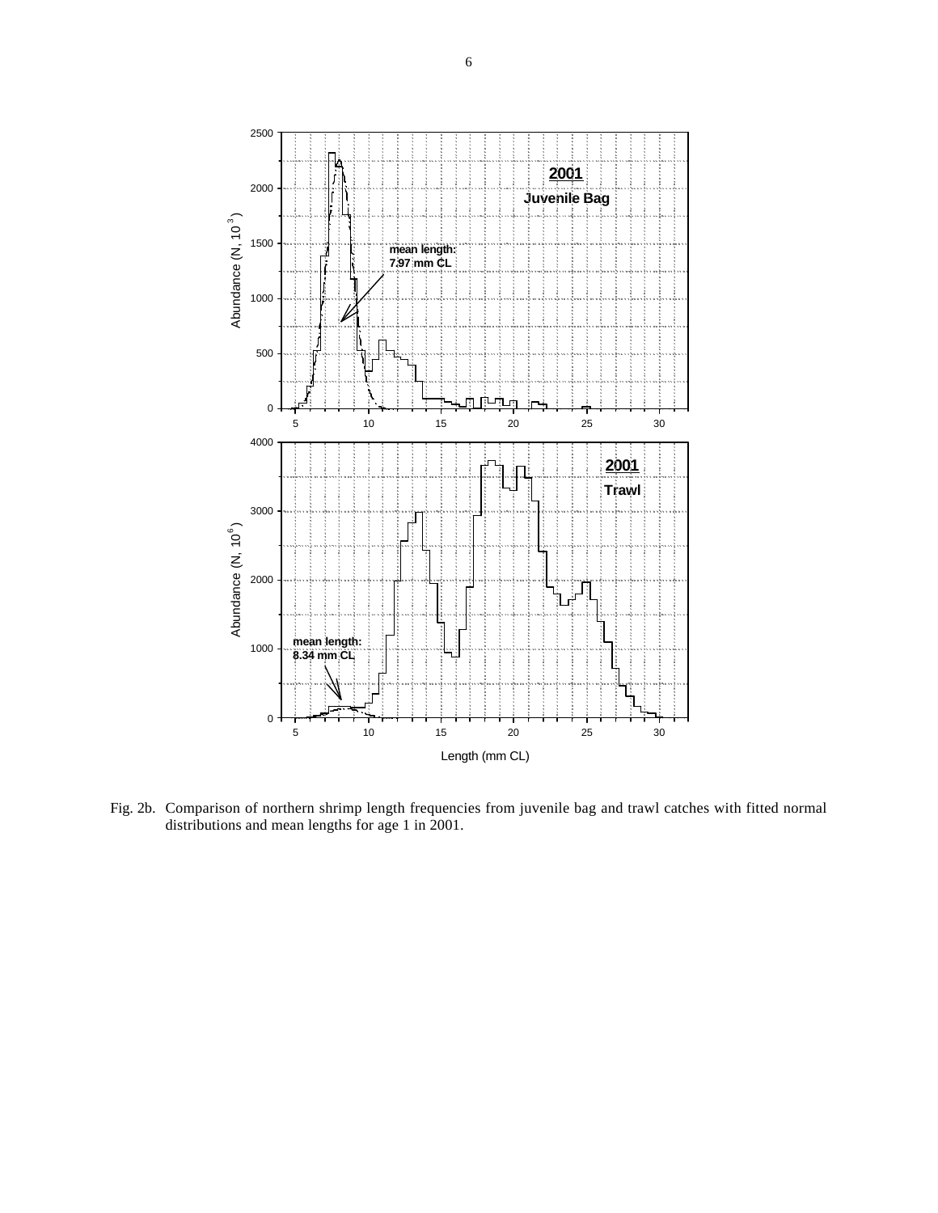Fig. 2b. Comparison of northern shrimp length frequencies from juvenile bag and trawl catches with fitted normal distributions and mean lengths for age 1 in 2001.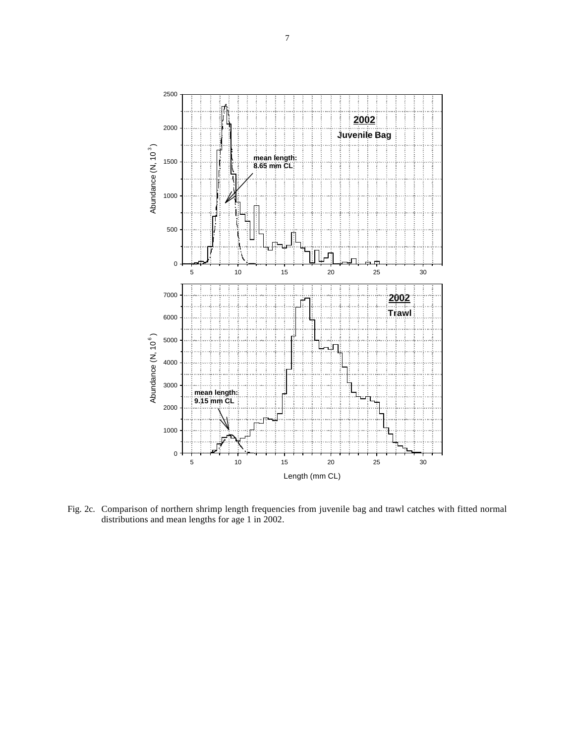Fig. 2c. Comparison of northern shrimp length frequencies from juvenile bag and trawl catches with fitted normal distributions and mean lengths for age 1 in 2002.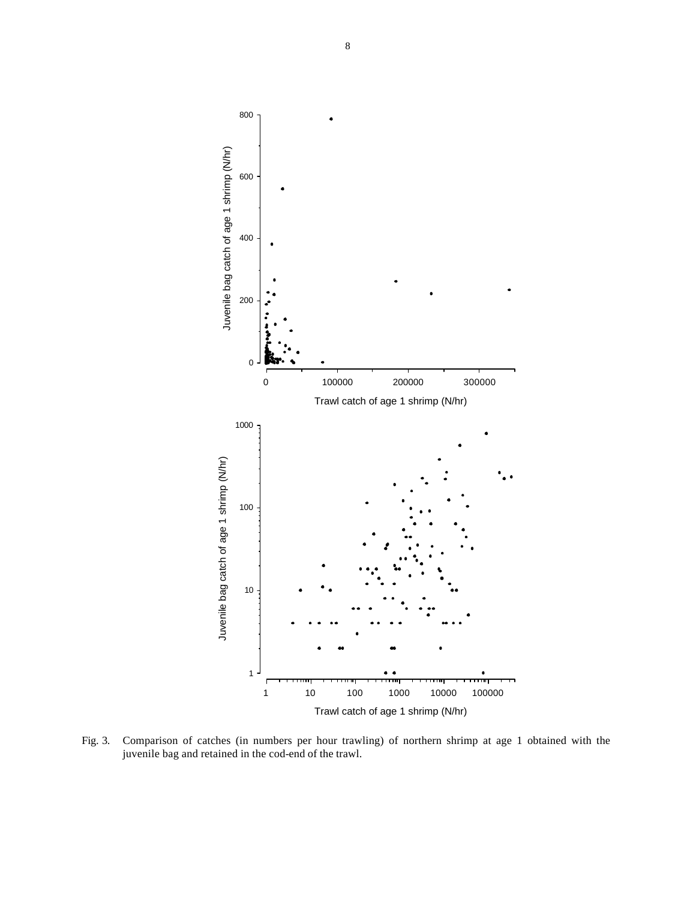Fig. 3. Comparison of catches (in numbers per hour trawling) of northern shrimp at age 1 obtained with the juvenile bag and retained in the cod-end of the trawl.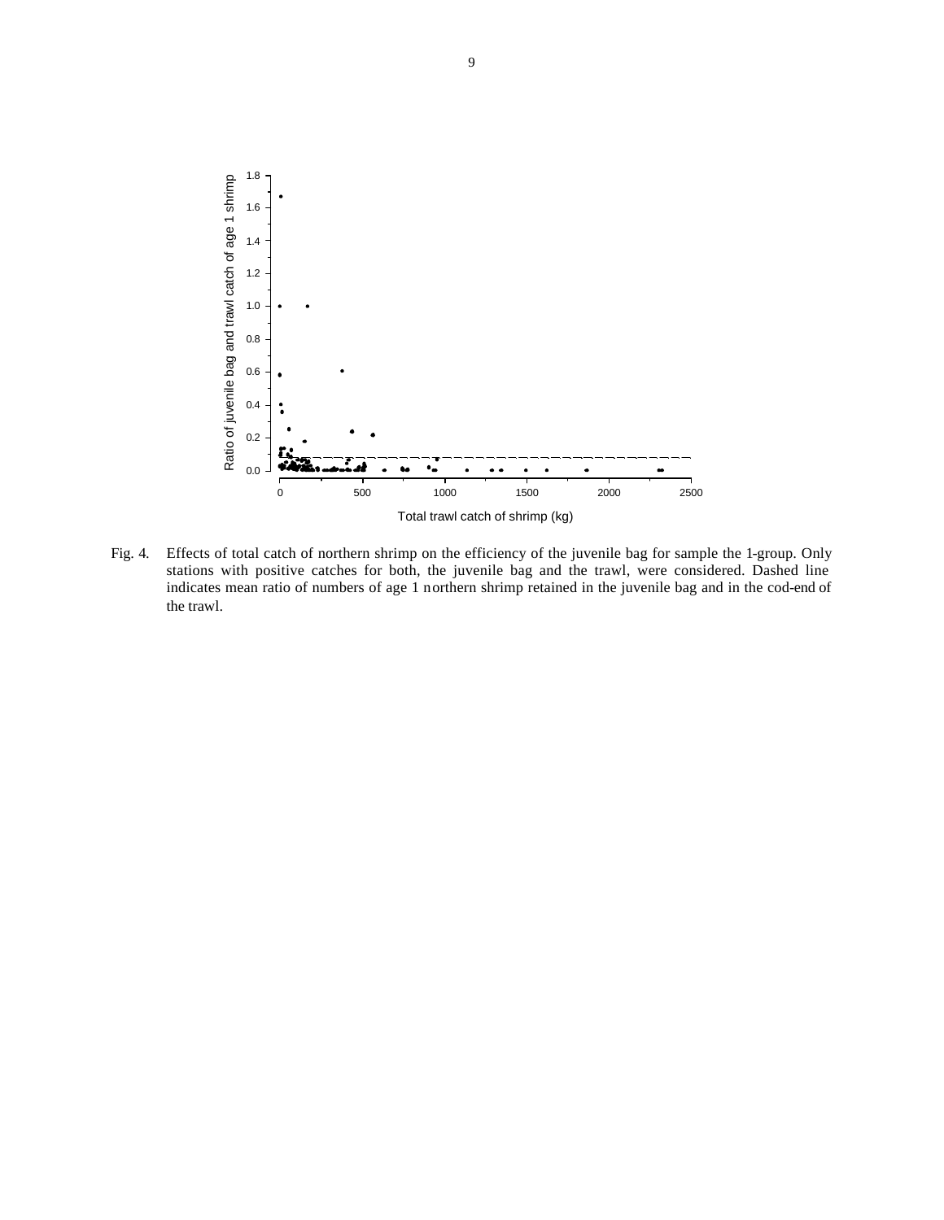Fig. 4. Effects of total catch of northern shrimp on the efficiency of the juvenile bag for sample the 1-group. Only stations with positive catches for both, the juvenile bag and the trawl, were considered. Dashed line indicates mean ratio of numbers of age 1 northern shrimp retained in the juvenile bag and in the cod-end of the trawl.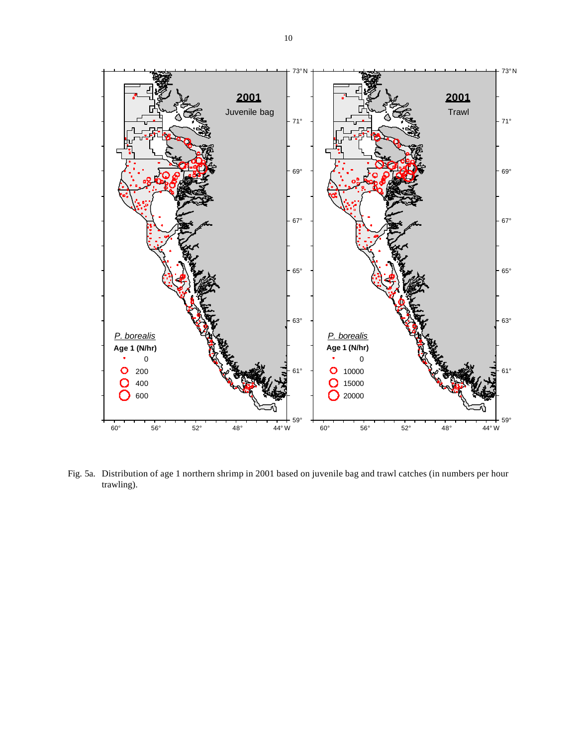Fig. 5a. Distribution of age 1 northern shrimp in 2001 based on juvenile bag and trawl catches (in numbers per hour trawling).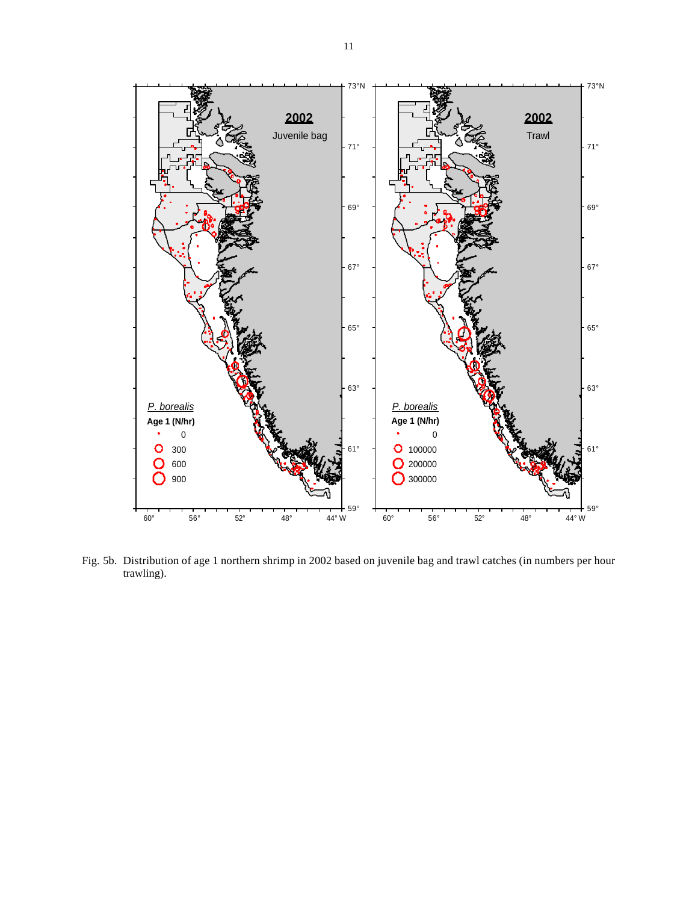2002
Juvenile bag

*P. borealis*
**Age 1 (N/hr)**
0
300
600
900

73°N
71°
69°
67°
65°
63°
61°
59°
60°
56°
52°
48°
44° W

2002
Trawl

*P. borealis*
**Age 1 (N/hr)**
0
100000
200000
300000

73°N
71°
69°
67°
65°
63°
61°
59°
60°
56°
52°
48°
44° W

Fig. 5b. Distribution of age 1 northern shrimp in 2002 based on juvenile bag and trawl catches (in numbers per hour trawling).